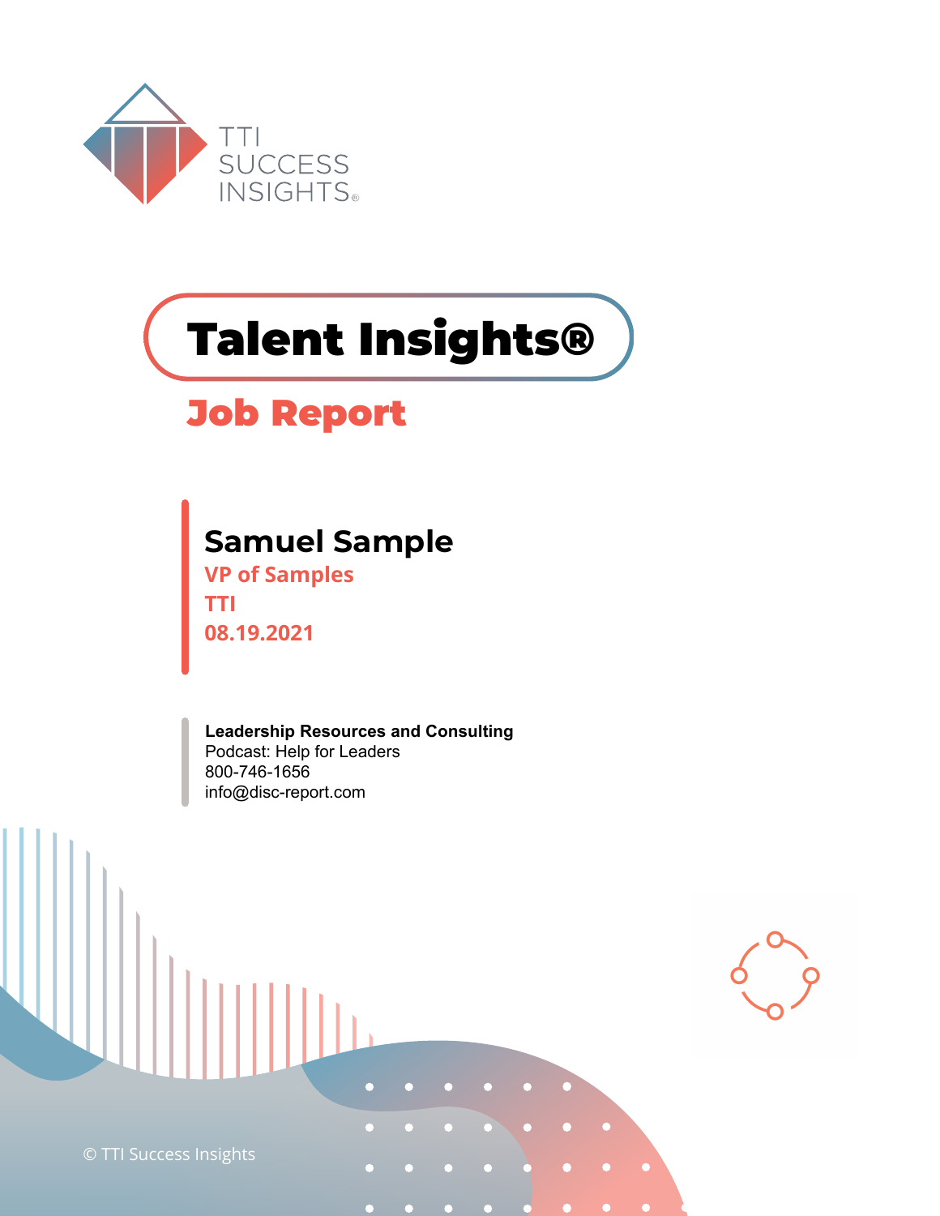TTI SUCCESS INSIGHTS®

# Talent Insights®

## Job Report

**Samuel Sample**
VP of Samples
TTI
08.19.2021

**Leadership Resources and Consulting**
Podcast: Help for Leaders
800-746-1656
info@disc-report.com

© TTI Success Insights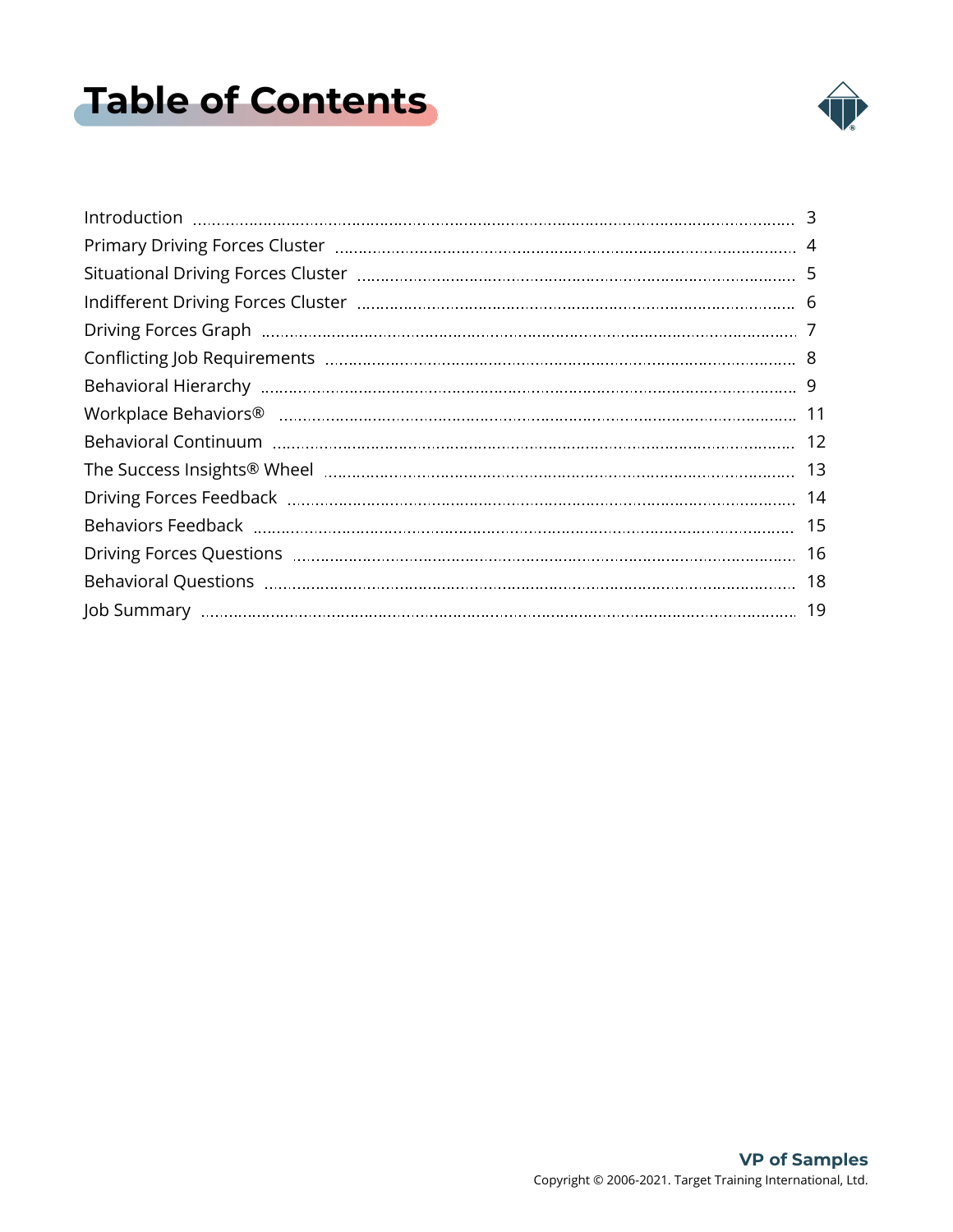# Table of Contents

| | |
|---|---|
| Introduction | 3 |
| Primary Driving Forces Cluster | 4 |
| Situational Driving Forces Cluster | 5 |
| Indifferent Driving Forces Cluster | 6 |
| Driving Forces Graph | 7 |
| Conflicting Job Requirements | 8 |
| Behavioral Hierarchy | 9 |
| Workplace Behaviors® | 11 |
| Behavioral Continuum | 12 |
| The Success Insights® Wheel | 13 |
| Driving Forces Feedback | 14 |
| Behaviors Feedback | 15 |
| Driving Forces Questions | 16 |
| Behavioral Questions | 18 |
| Job Summary | 19 |

**VP of Samples**

Copyright © 2006-2021. Target Training International, Ltd.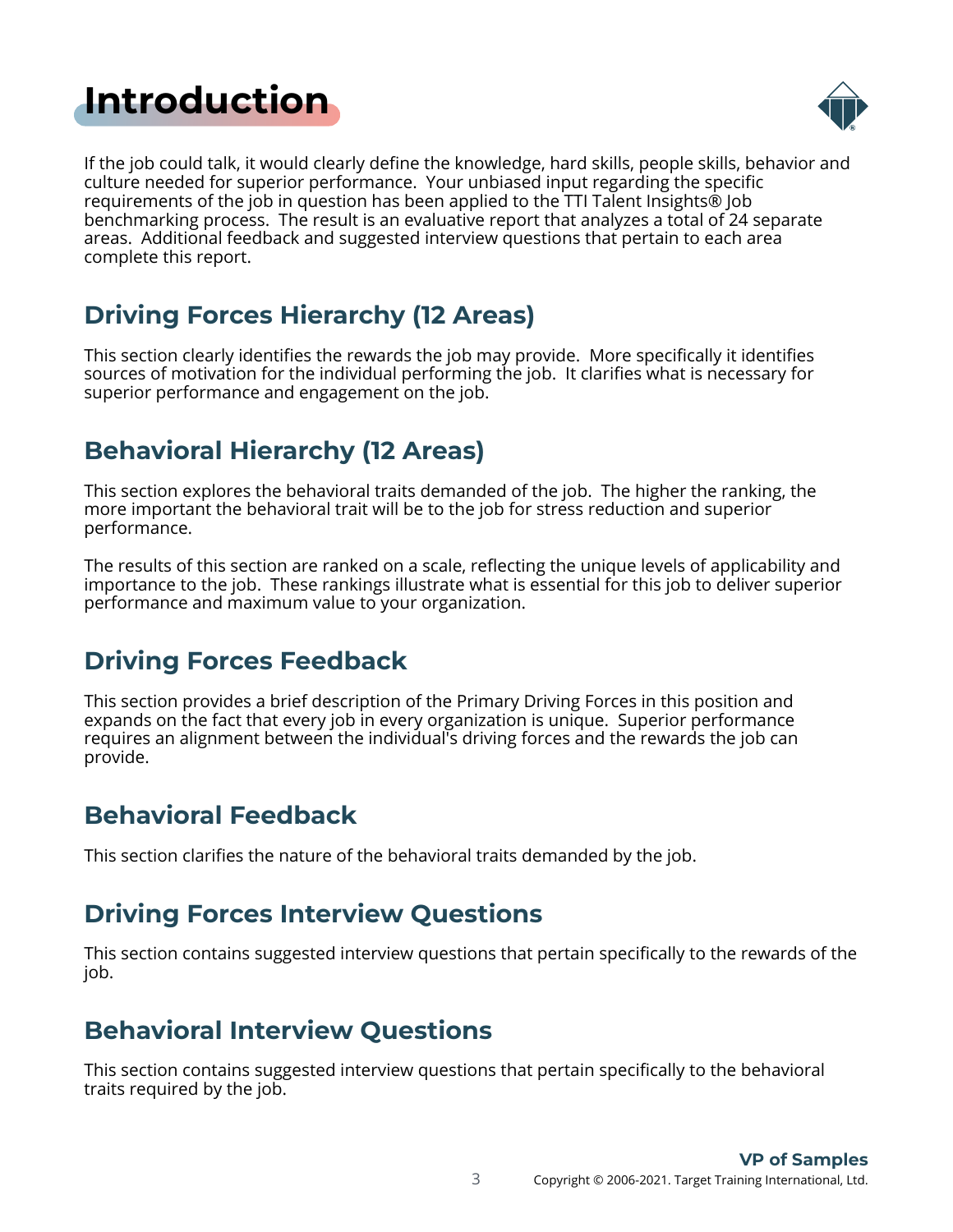# Introduction

If the job could talk, it would clearly define the knowledge, hard skills, people skills, behavior and culture needed for superior performance. Your unbiased input regarding the specific requirements of the job in question has been applied to the TTI Talent Insights® Job benchmarking process. The result is an evaluative report that analyzes a total of 24 separate areas. Additional feedback and suggested interview questions that pertain to each area complete this report.

## Driving Forces Hierarchy (12 Areas)

This section clearly identifies the rewards the job may provide. More specifically it identifies sources of motivation for the individual performing the job. It clarifies what is necessary for superior performance and engagement on the job.

## Behavioral Hierarchy (12 Areas)

This section explores the behavioral traits demanded of the job. The higher the ranking, the more important the behavioral trait will be to the job for stress reduction and superior performance.

The results of this section are ranked on a scale, reflecting the unique levels of applicability and importance to the job. These rankings illustrate what is essential for this job to deliver superior performance and maximum value to your organization.

## Driving Forces Feedback

This section provides a brief description of the Primary Driving Forces in this position and expands on the fact that every job in every organization is unique. Superior performance requires an alignment between the individual's driving forces and the rewards the job can provide.

## Behavioral Feedback

This section clarifies the nature of the behavioral traits demanded by the job.

## Driving Forces Interview Questions

This section contains suggested interview questions that pertain specifically to the rewards of the job.

## Behavioral Interview Questions

This section contains suggested interview questions that pertain specifically to the behavioral traits required by the job.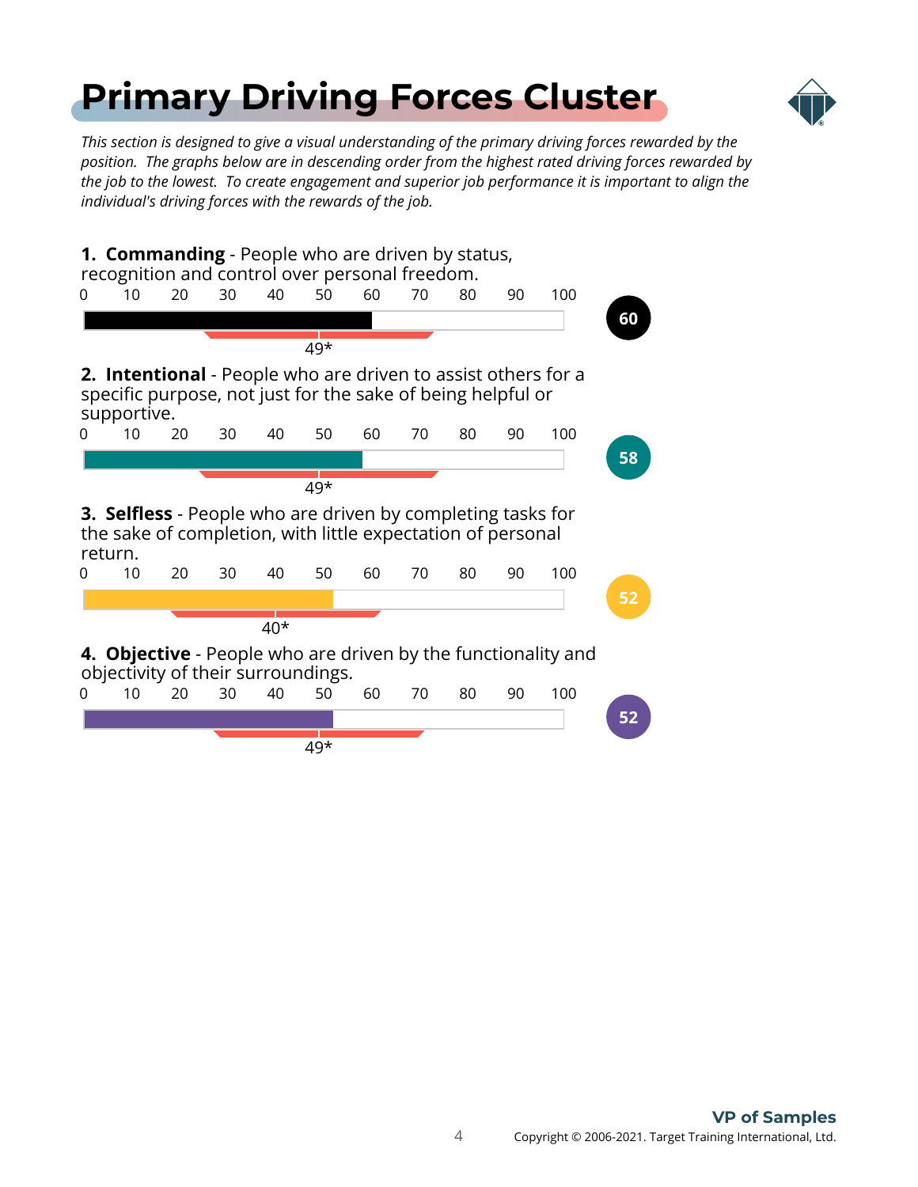# Primary Driving Forces Cluster

*This section is designed to give a visual understanding of the primary driving forces rewarded by the position. The graphs below are in descending order from the highest rated driving forces rewarded by the job to the lowest. To create engagement and superior job performance it is important to align the individual's driving forces with the rewards of the job.*

**1. Commanding** - People who are driven by status, recognition and control over personal freedom.

0 10 20 30 40 50 60 70 80 90 100

49*

**60**

**2. Intentional** - People who are driven to assist others for a specific purpose, not just for the sake of being helpful or supportive.

0 10 20 30 40 50 60 70 80 90 100

49*

**58**

**3. Selfless** - People who are driven by completing tasks for the sake of completion, with little expectation of personal return.

0 10 20 30 40 50 60 70 80 90 100

40*

**52**

**4. Objective** - People who are driven by the functionality and objectivity of their surroundings.

0 10 20 30 40 50 60 70 80 90 100

49*

**52**

**VP of Samples**

Copyright © 2006-2021. Target Training International, Ltd.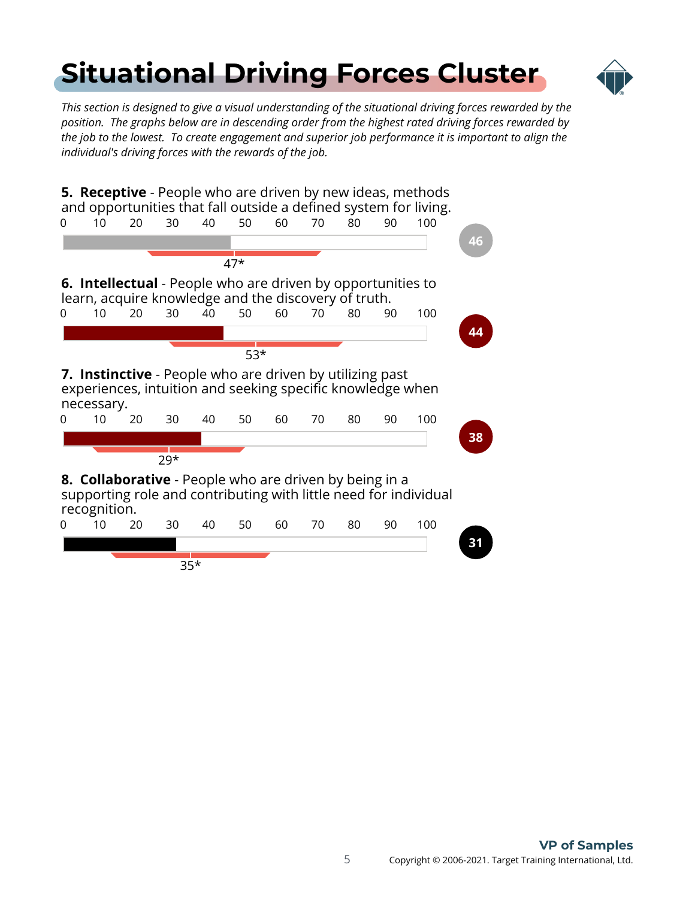# Situational Driving Forces Cluster

*This section is designed to give a visual understanding of the situational driving forces rewarded by the position. The graphs below are in descending order from the highest rated driving forces rewarded by the job to the lowest. To create engagement and superior job performance it is important to align the individual's driving forces with the rewards of the job.*

**5. Receptive** - People who are driven by new ideas, methods and opportunities that fall outside a defined system for living.

0 10 20 30 40 50 60 70 80 90 100

47*

**46**

**6. Intellectual** - People who are driven by opportunities to learn, acquire knowledge and the discovery of truth.

0 10 20 30 40 50 60 70 80 90 100

53*

**44**

**7. Instinctive** - People who are driven by utilizing past experiences, intuition and seeking specific knowledge when necessary.

0 10 20 30 40 50 60 70 80 90 100

29*

**38**

**8. Collaborative** - People who are driven by being in a supporting role and contributing with little need for individual recognition.

0 10 20 30 40 50 60 70 80 90 100

35*

**31**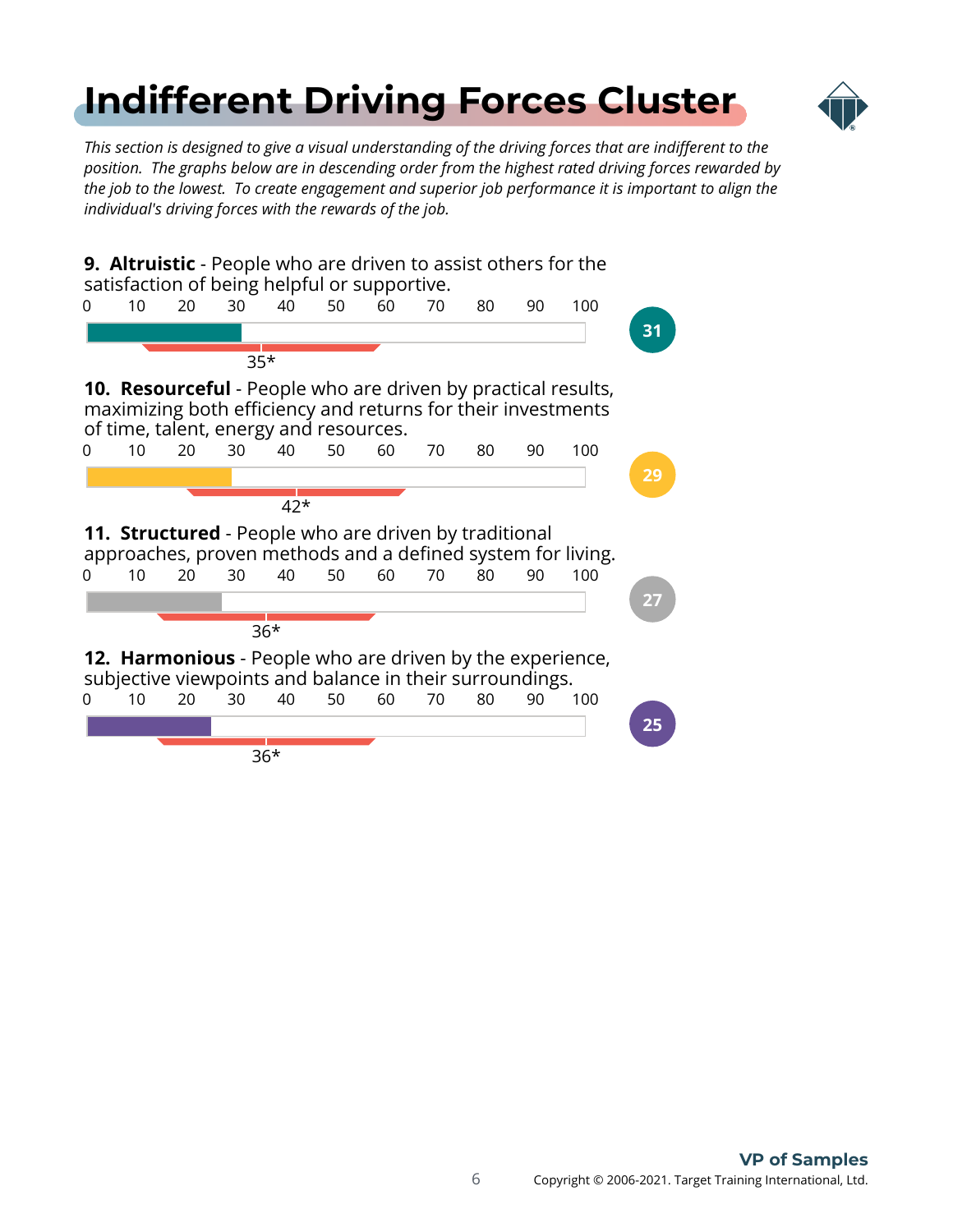# Indifferent Driving Forces Cluster

*This section is designed to give a visual understanding of the driving forces that are indifferent to the position. The graphs below are in descending order from the highest rated driving forces rewarded by the job to the lowest. To create engagement and superior job performance it is important to align the individual's driving forces with the rewards of the job.*

**9. Altruistic** - People who are driven to assist others for the satisfaction of being helpful or supportive.

0 10 20 30 40 50 60 70 80 90 100

35*

31

**10. Resourceful** - People who are driven by practical results, maximizing both efficiency and returns for their investments of time, talent, energy and resources.

0 10 20 30 40 50 60 70 80 90 100

42*

29

**11. Structured** - People who are driven by traditional approaches, proven methods and a defined system for living.

0 10 20 30 40 50 60 70 80 90 100

36*

27

**12. Harmonious** - People who are driven by the experience, subjective viewpoints and balance in their surroundings.

0 10 20 30 40 50 60 70 80 90 100

36*

25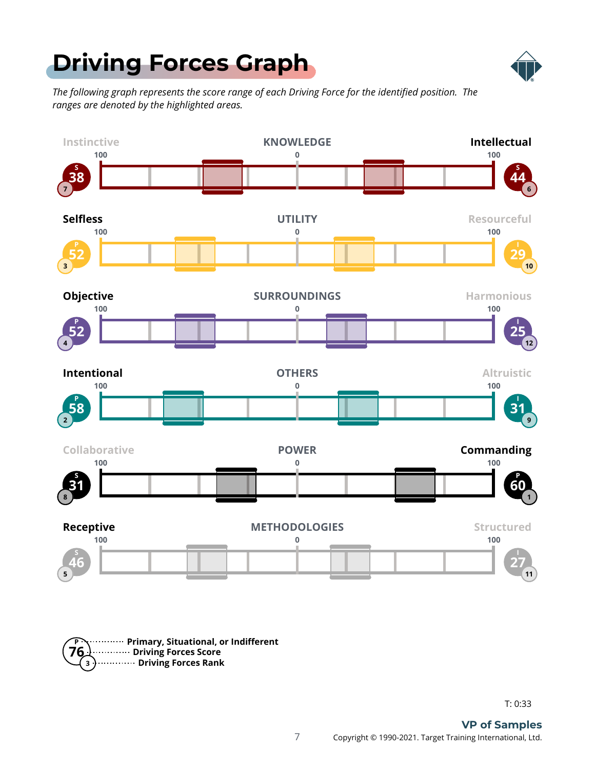# Driving Forces Graph

*The following graph represents the score range of each Driving Force for the identified position. The ranges are denoted by the highlighted areas.*

| Left Driver | Left Score | Left Rank | Driving Force | Right Driver | Right Score | Right Rank |
|---|---|---|---|---|---|---|
| Instinctive | S 38 | 7 | KNOWLEDGE | Intellectual | S 44 | 6 |
| Selfless | P 52 | 3 | UTILITY | Resourceful | I 29 | 10 |
| Objective | P 52 | 4 | SURROUNDINGS | Harmonious | I 25 | 12 |
| Intentional | P 58 | 2 | OTHERS | Altruistic | I 31 | 9 |
| Collaborative | S 31 | 8 | POWER | Commanding | P 60 | 1 |
| Receptive | S 46 | 5 | METHODOLOGIES | Structured | I 27 | 11 |

Scale: 100 — 0 — 100

Legend:
- P — Primary, Situational, or Indifferent
- 76 — Driving Forces Score
- 3 — Driving Forces Rank

T: 0:33

VP of Samples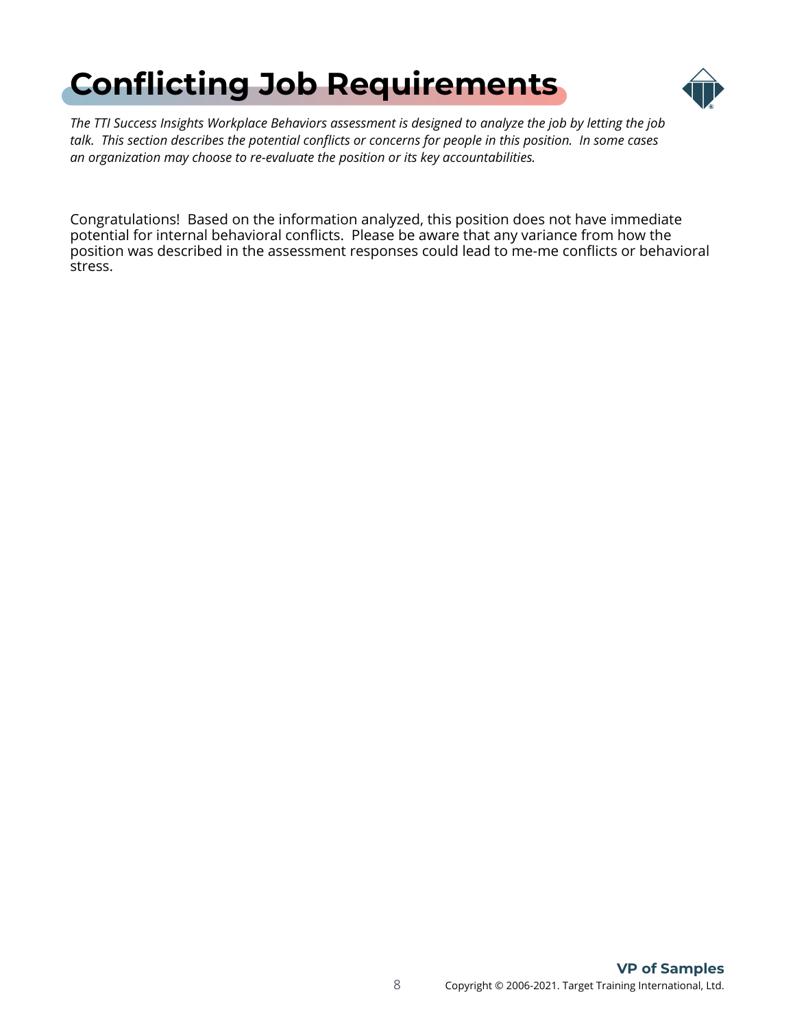# Conflicting Job Requirements

*The TTI Success Insights Workplace Behaviors assessment is designed to analyze the job by letting the job talk. This section describes the potential conflicts or concerns for people in this position. In some cases an organization may choose to re-evaluate the position or its key accountabilities.*

Congratulations! Based on the information analyzed, this position does not have immediate potential for internal behavioral conflicts. Please be aware that any variance from how the position was described in the assessment responses could lead to me-me conflicts or behavioral stress.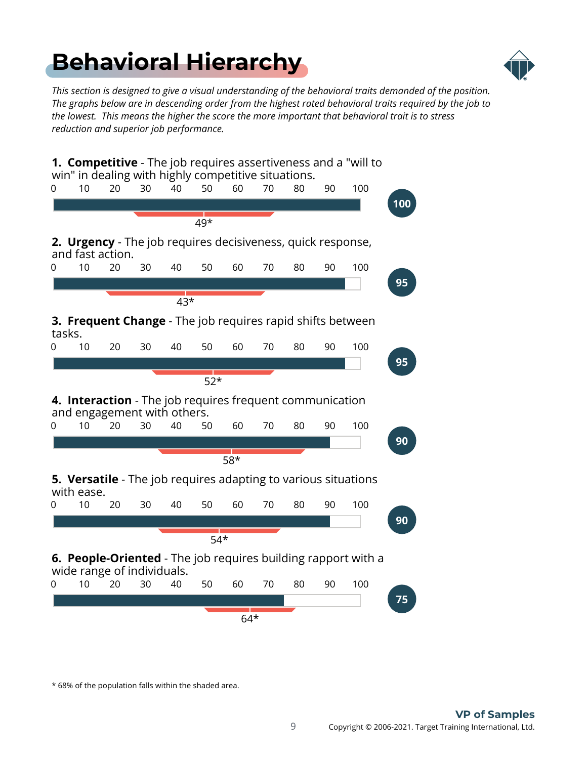# Behavioral Hierarchy

*This section is designed to give a visual understanding of the behavioral traits demanded of the position. The graphs below are in descending order from the highest rated behavioral traits required by the job to the lowest. This means the higher the score the more important that behavioral trait is to stress reduction and superior job performance.*

**1. Competitive** - The job requires assertiveness and a "will to win" in dealing with highly competitive situations.

Score: **100** — 49*

**2. Urgency** - The job requires decisiveness, quick response, and fast action.

Score: **95** — 43*

**3. Frequent Change** - The job requires rapid shifts between tasks.

Score: **95** — 52*

**4. Interaction** - The job requires frequent communication and engagement with others.

Score: **90** — 58*

**5. Versatile** - The job requires adapting to various situations with ease.

Score: **90** — 54*

**6. People-Oriented** - The job requires building rapport with a wide range of individuals.

Score: **75** — 64*

* 68% of the population falls within the shaded area.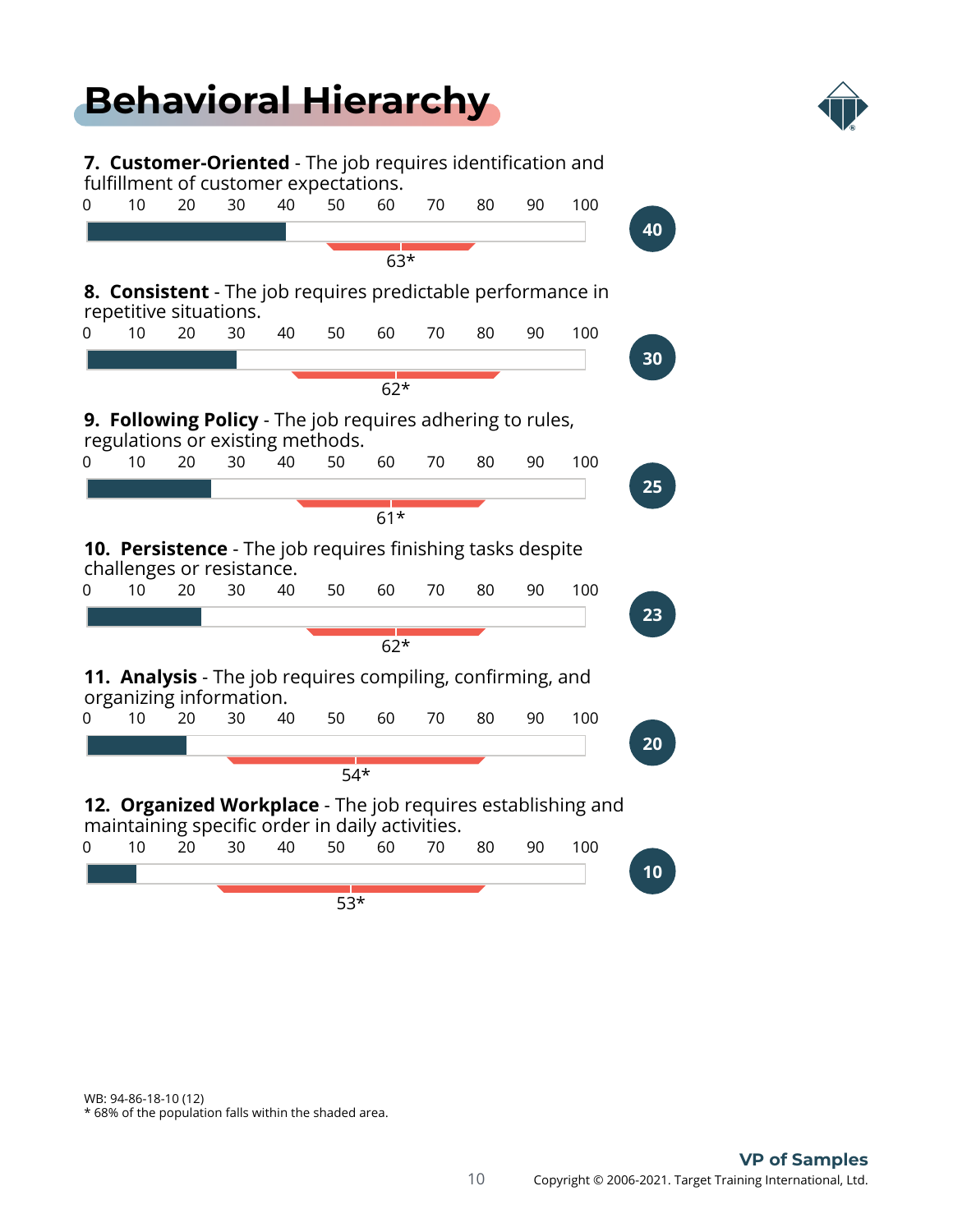# Behavioral Hierarchy

**7. Customer-Oriented** - The job requires identification and fulfillment of customer expectations.

0 10 20 30 40 50 60 70 80 90 100

63*

**40**

**8. Consistent** - The job requires predictable performance in repetitive situations.

0 10 20 30 40 50 60 70 80 90 100

62*

**30**

**9. Following Policy** - The job requires adhering to rules, regulations or existing methods.

0 10 20 30 40 50 60 70 80 90 100

61*

**25**

**10. Persistence** - The job requires finishing tasks despite challenges or resistance.

0 10 20 30 40 50 60 70 80 90 100

62*

**23**

**11. Analysis** - The job requires compiling, confirming, and organizing information.

0 10 20 30 40 50 60 70 80 90 100

54*

**20**

**12. Organized Workplace** - The job requires establishing and maintaining specific order in daily activities.

0 10 20 30 40 50 60 70 80 90 100

53*

**10**

WB: 94-86-18-10 (12)
* 68% of the population falls within the shaded area.

**VP of Samples**

Copyright © 2006-2021. Target Training International, Ltd.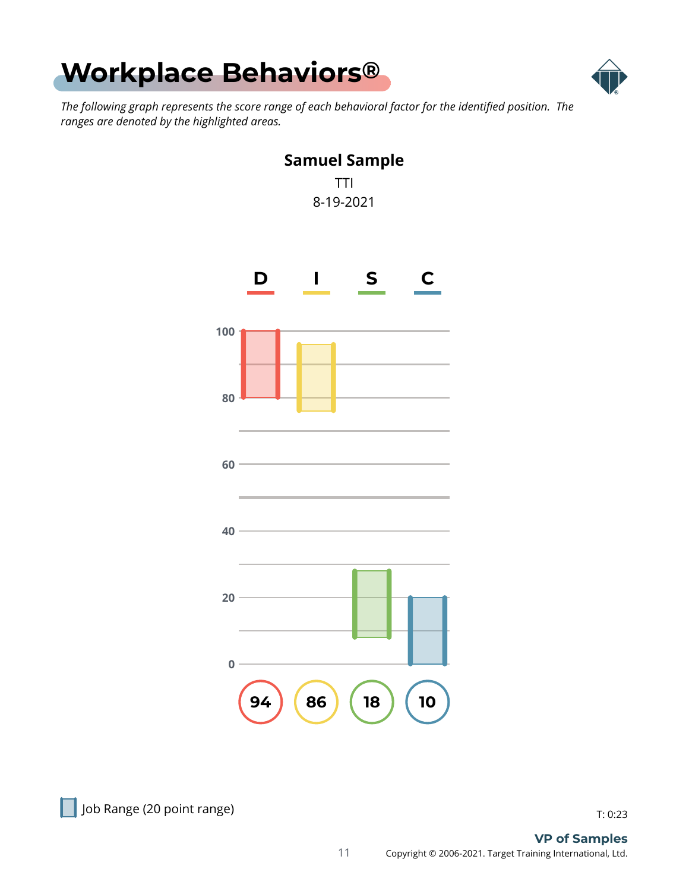# Workplace Behaviors®

*The following graph represents the score range of each behavioral factor for the identified position. The ranges are denoted by the highlighted areas.*

**Samuel Sample**

TTI

8-19-2021

| | D | I | S | C |
|---|---|---|---|---|
| Score | 94 | 86 | 18 | 10 |

Job Range (20 point range)

T: 0:23

**VP of Samples**

Copyright © 2006-2021. Target Training International, Ltd.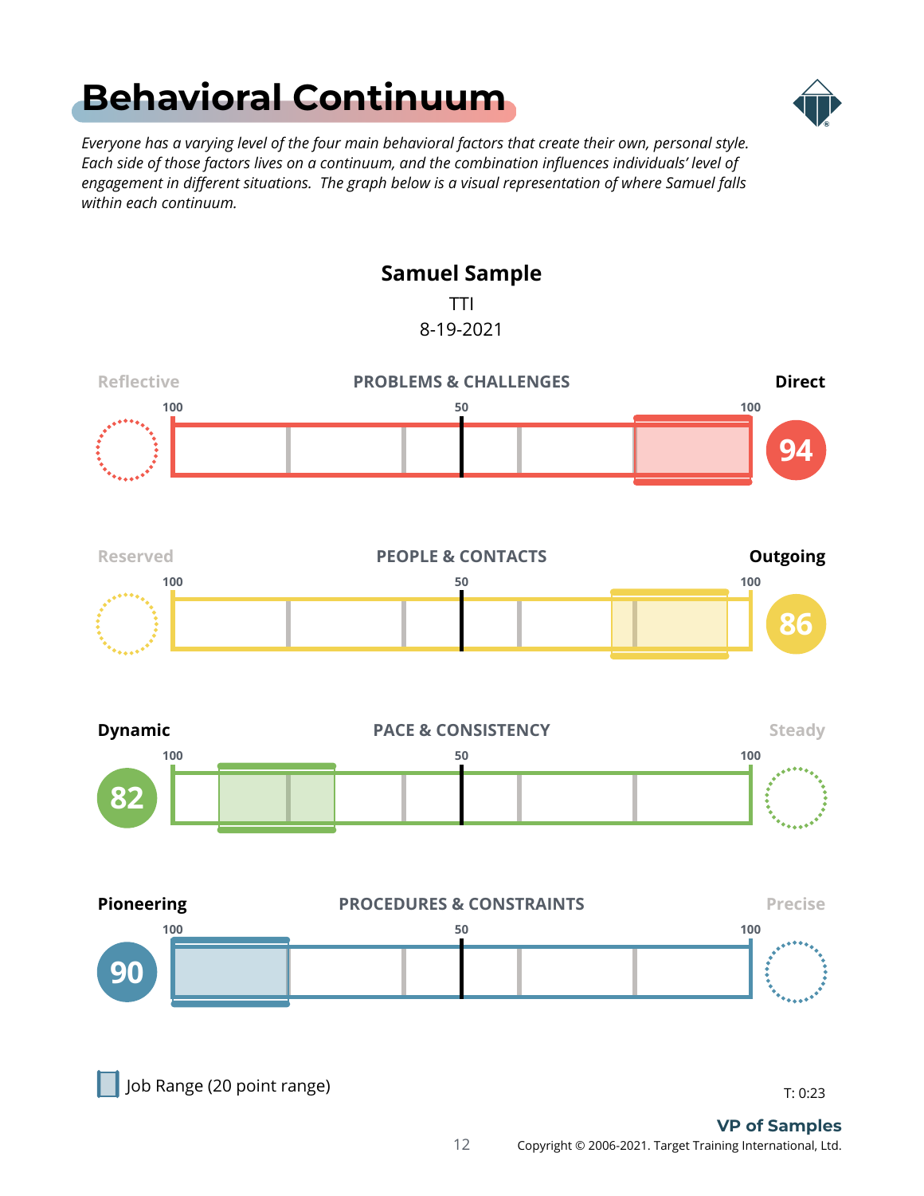# Behavioral Continuum

*Everyone has a varying level of the four main behavioral factors that create their own, personal style. Each side of those factors lives on a continuum, and the combination influences individuals' level of engagement in different situations. The graph below is a visual representation of where Samuel falls within each continuum.*

**Samuel Sample**

TTI

8-19-2021

| Left | Factor | Right | Score |
|---|---|---|---|
| Reflective | PROBLEMS & CHALLENGES | **Direct** | 94 |
| Reserved | PEOPLE & CONTACTS | **Outgoing** | 86 |
| **Dynamic** | PACE & CONSISTENCY | Steady | 82 |
| **Pioneering** | PROCEDURES & CONSTRAINTS | Precise | 90 |

Scale: 100 — 50 — 100

Job Range (20 point range)

T: 0:23

**VP of Samples**

Copyright © 2006-2021. Target Training International, Ltd.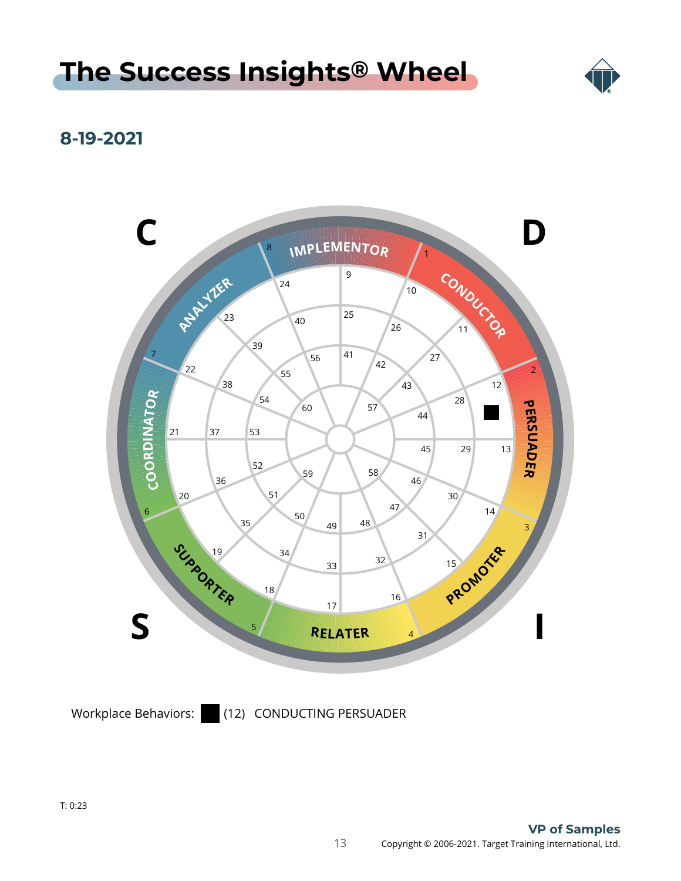# The Success Insights® Wheel

## 8-19-2021

Workplace Behaviors: ■ (12) CONDUCTING PERSUADER

T: 0:23

**VP of Samples**

Copyright © 2006-2021. Target Training International, Ltd.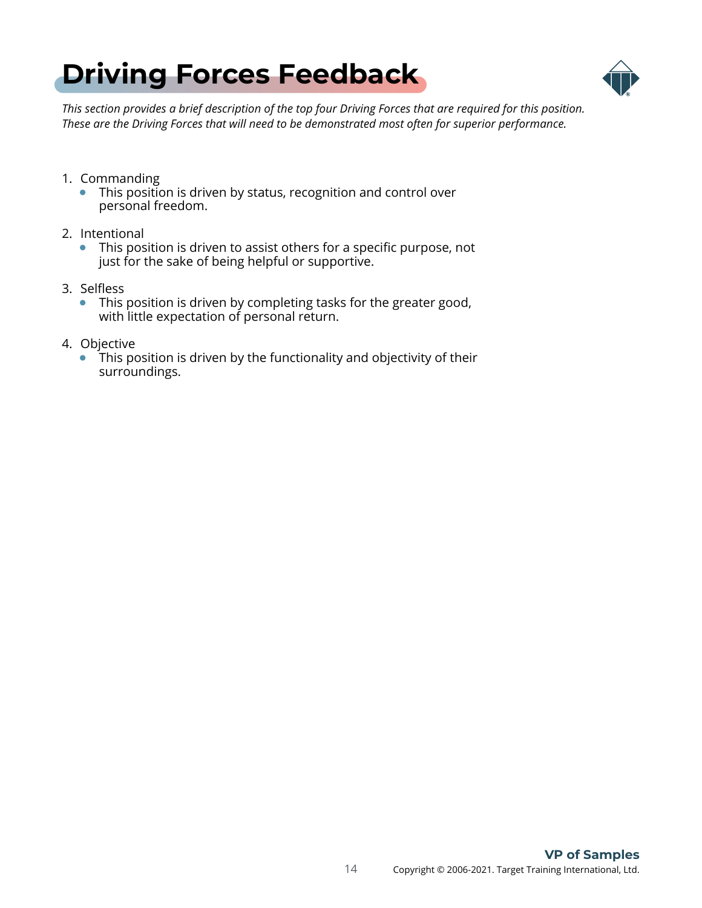# Driving Forces Feedback

*This section provides a brief description of the top four Driving Forces that are required for this position. These are the Driving Forces that will need to be demonstrated most often for superior performance.*

1. Commanding
   - This position is driven by status, recognition and control over personal freedom.

2. Intentional
   - This position is driven to assist others for a specific purpose, not just for the sake of being helpful or supportive.

3. Selfless
   - This position is driven by completing tasks for the greater good, with little expectation of personal return.

4. Objective
   - This position is driven by the functionality and objectivity of their surroundings.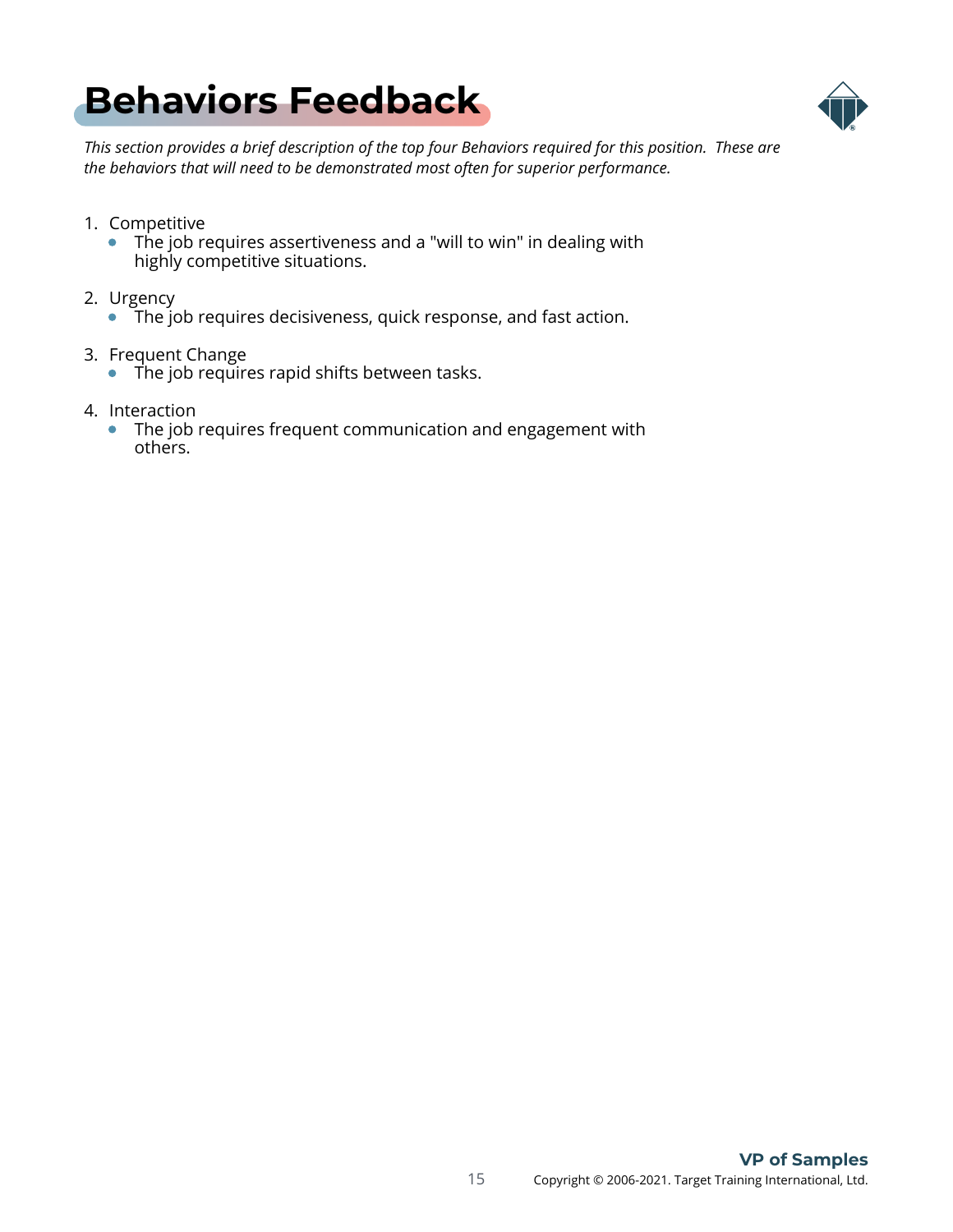# Behaviors Feedback

*This section provides a brief description of the top four Behaviors required for this position. These are the behaviors that will need to be demonstrated most often for superior performance.*

1. Competitive
   - The job requires assertiveness and a "will to win" in dealing with highly competitive situations.
2. Urgency
   - The job requires decisiveness, quick response, and fast action.
3. Frequent Change
   - The job requires rapid shifts between tasks.
4. Interaction
   - The job requires frequent communication and engagement with others.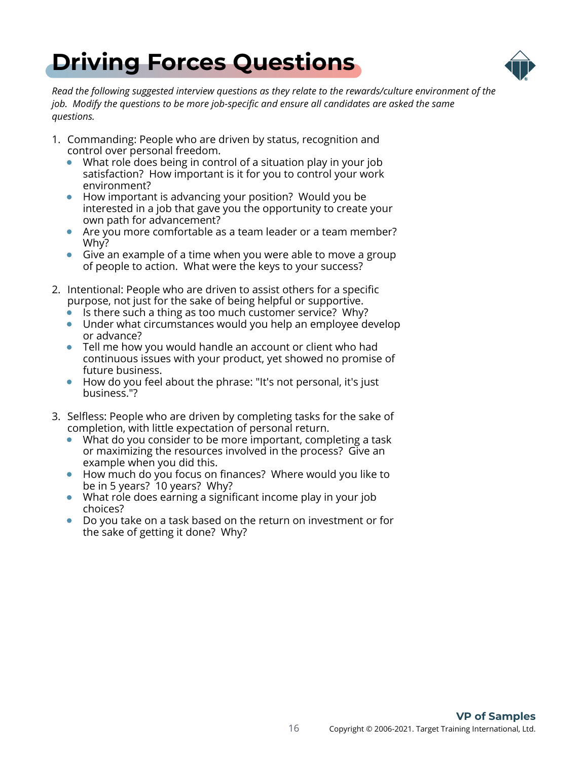# Driving Forces Questions

*Read the following suggested interview questions as they relate to the rewards/culture environment of the job. Modify the questions to be more job-specific and ensure all candidates are asked the same questions.*

1. Commanding: People who are driven by status, recognition and control over personal freedom.
   - What role does being in control of a situation play in your job satisfaction? How important is it for you to control your work environment?
   - How important is advancing your position? Would you be interested in a job that gave you the opportunity to create your own path for advancement?
   - Are you more comfortable as a team leader or a team member? Why?
   - Give an example of a time when you were able to move a group of people to action. What were the keys to your success?

2. Intentional: People who are driven to assist others for a specific purpose, not just for the sake of being helpful or supportive.
   - Is there such a thing as too much customer service? Why?
   - Under what circumstances would you help an employee develop or advance?
   - Tell me how you would handle an account or client who had continuous issues with your product, yet showed no promise of future business.
   - How do you feel about the phrase: "It's not personal, it's just business."?

3. Selfless: People who are driven by completing tasks for the sake of completion, with little expectation of personal return.
   - What do you consider to be more important, completing a task or maximizing the resources involved in the process? Give an example when you did this.
   - How much do you focus on finances? Where would you like to be in 5 years? 10 years? Why?
   - What role does earning a significant income play in your job choices?
   - Do you take on a task based on the return on investment or for the sake of getting it done? Why?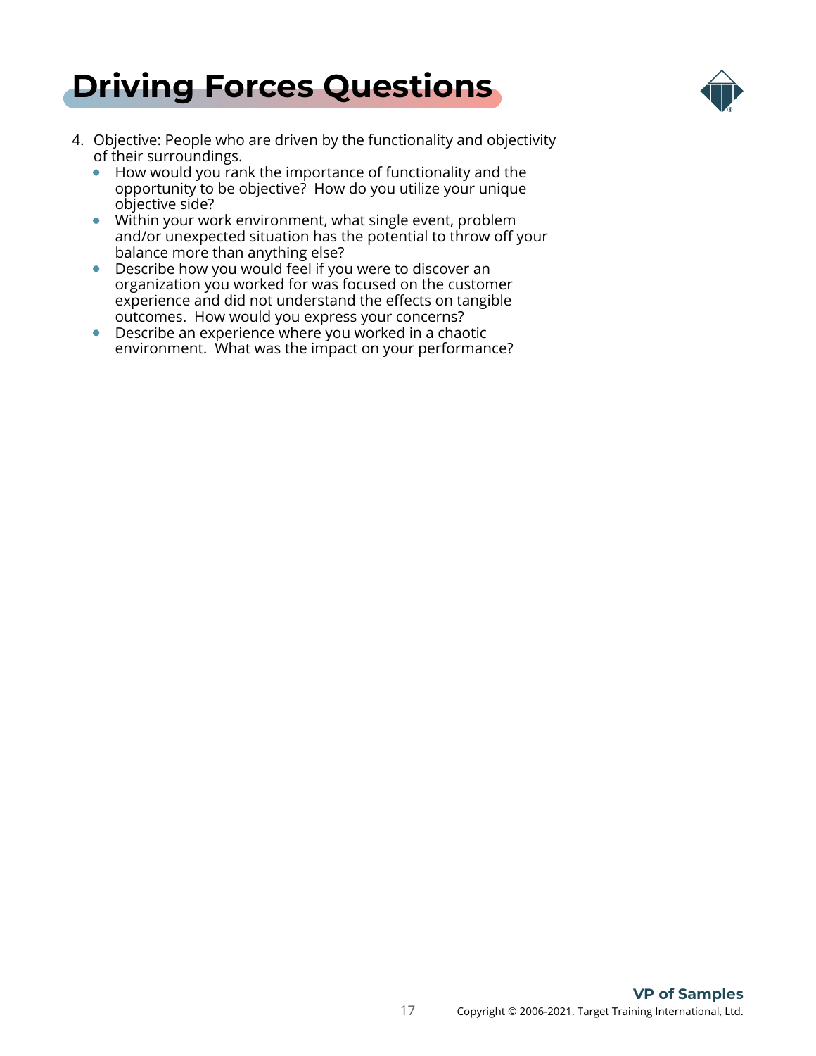# Driving Forces Questions

4. Objective: People who are driven by the functionality and objectivity of their surroundings.
   - How would you rank the importance of functionality and the opportunity to be objective? How do you utilize your unique objective side?
   - Within your work environment, what single event, problem and/or unexpected situation has the potential to throw off your balance more than anything else?
   - Describe how you would feel if you were to discover an organization you worked for was focused on the customer experience and did not understand the effects on tangible outcomes. How would you express your concerns?
   - Describe an experience where you worked in a chaotic environment. What was the impact on your performance?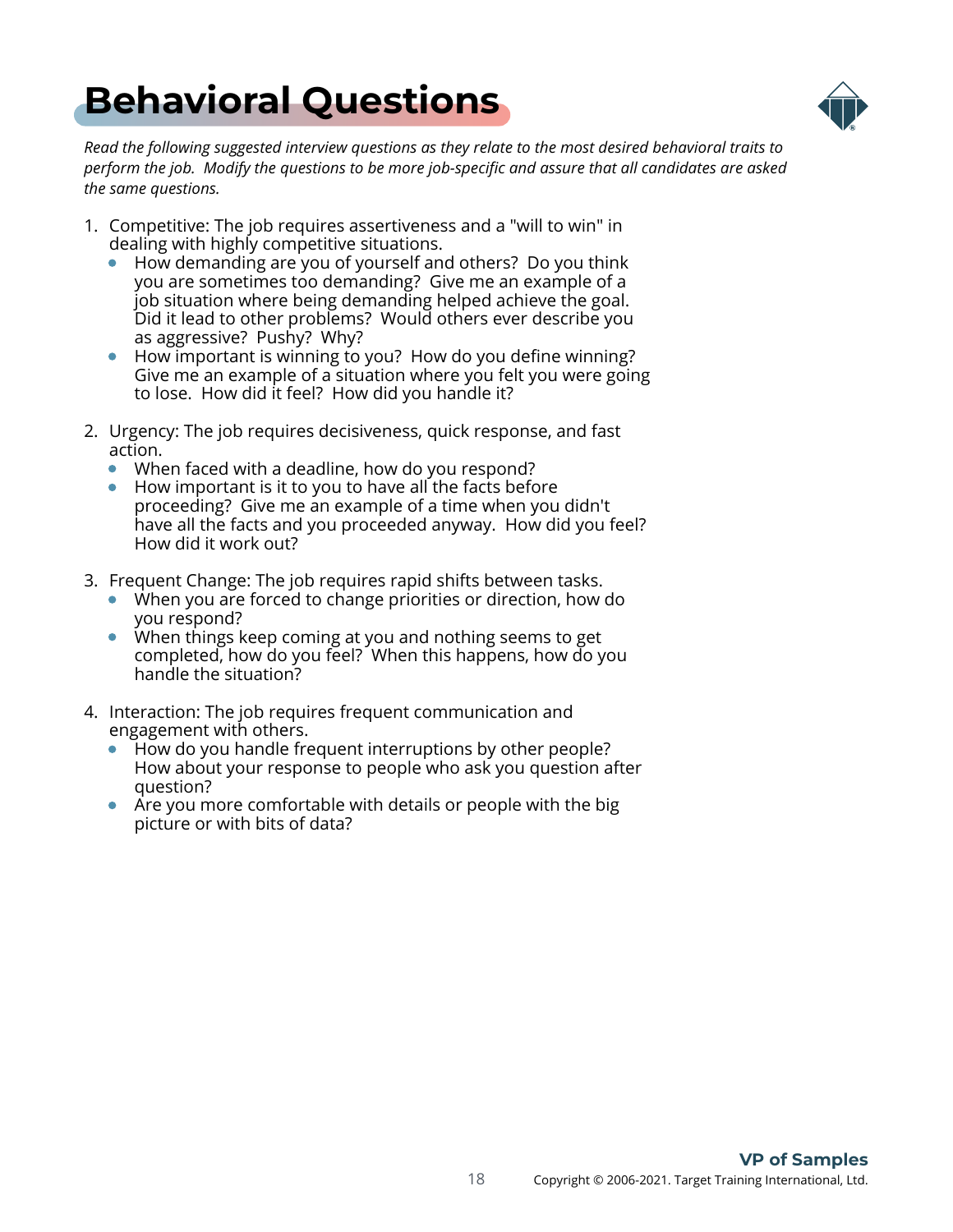# Behavioral Questions

*Read the following suggested interview questions as they relate to the most desired behavioral traits to perform the job. Modify the questions to be more job-specific and assure that all candidates are asked the same questions.*

1. Competitive: The job requires assertiveness and a "will to win" in dealing with highly competitive situations.
   - How demanding are you of yourself and others? Do you think you are sometimes too demanding? Give me an example of a job situation where being demanding helped achieve the goal. Did it lead to other problems? Would others ever describe you as aggressive? Pushy? Why?
   - How important is winning to you? How do you define winning? Give me an example of a situation where you felt you were going to lose. How did it feel? How did you handle it?

2. Urgency: The job requires decisiveness, quick response, and fast action.
   - When faced with a deadline, how do you respond?
   - How important is it to you to have all the facts before proceeding? Give me an example of a time when you didn't have all the facts and you proceeded anyway. How did you feel? How did it work out?

3. Frequent Change: The job requires rapid shifts between tasks.
   - When you are forced to change priorities or direction, how do you respond?
   - When things keep coming at you and nothing seems to get completed, how do you feel? When this happens, how do you handle the situation?

4. Interaction: The job requires frequent communication and engagement with others.
   - How do you handle frequent interruptions by other people? How about your response to people who ask you question after question?
   - Are you more comfortable with details or people with the big picture or with bits of data?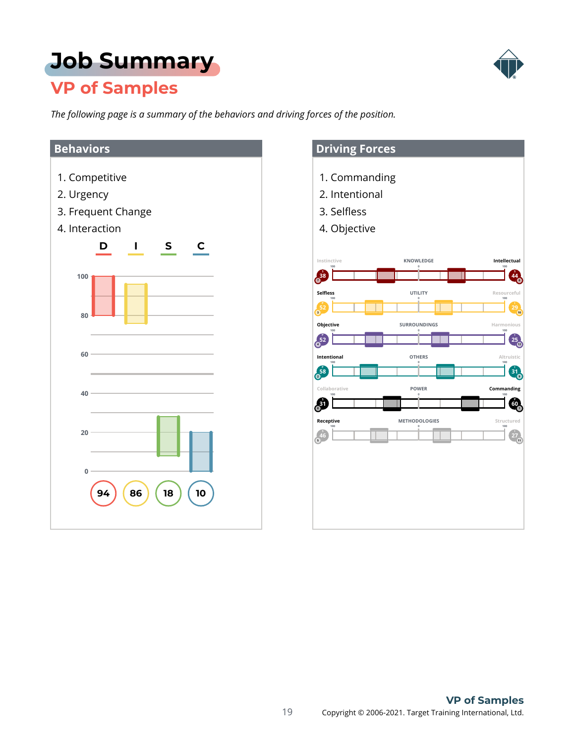# Job Summary

## VP of Samples

*The following page is a summary of the behaviors and driving forces of the position.*

### Behaviors

1. Competitive
2. Urgency
3. Frequent Change
4. Interaction

D I S C

100
80
60
40
20
0

94 86 18 10

### Driving Forces

1. Commanding
2. Intentional
3. Selfless
4. Objective

Instinctive KNOWLEDGE Intellectual
38 44

Selfless UTILITY Resourceful
52 29

Objective SURROUNDINGS Harmonious
52 25

Intentional OTHERS Altruistic
58 31

Collaborative POWER Commanding
31 60

Receptive METHODOLOGIES Structured
46 27